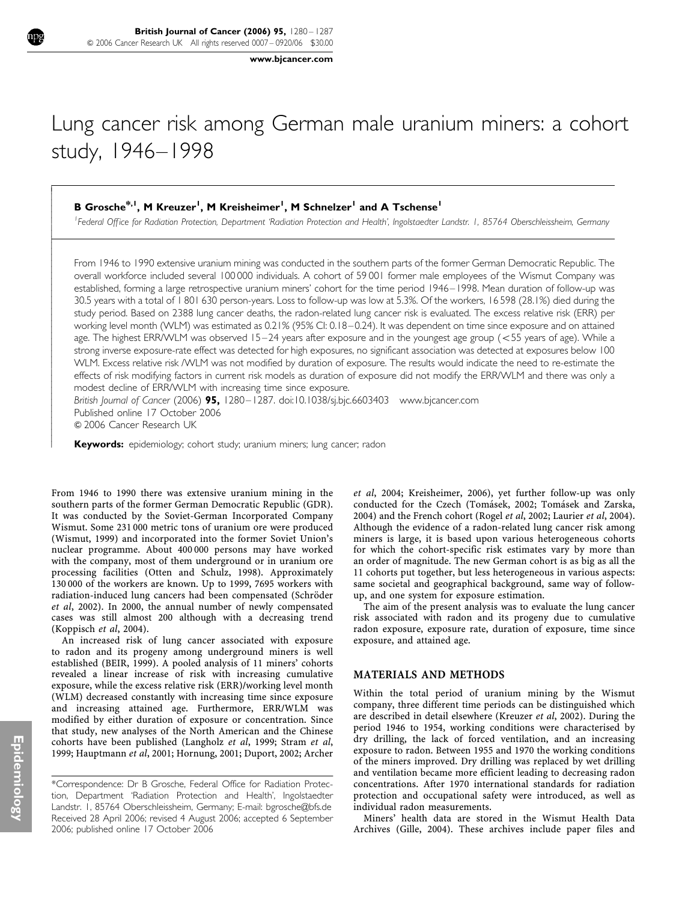# Lung cancer risk among German male uranium miners: a cohort study, 1946–1998

**B Grosche\*,[1], M Kreuzer[1], M Kreisheimer[1], M Schnelzer[1] and A Tschense[1]**

[1]Federal Office for Radiation Protection, Department 'Radiation Protection and Health', Ingolstaedter Landstr. 1, 85764 Oberschleissheim, Germany

From 1946 to 1990 extensive uranium mining was conducted in the southern parts of the former German Democratic Republic. The overall workforce included several 100 000 individuals. A cohort of 59 001 former male employees of the Wismut Company was established, forming a large retrospective uranium miners' cohort for the time period 1946–1998. Mean duration of follow-up was 30.5 years with a total of 1 801 630 person-years. Loss to follow-up was low at 5.3%. Of the workers, 16 598 (28.1%) died during the study period. Based on 2388 lung cancer deaths, the radon-related lung cancer risk is evaluated. The excess relative risk (ERR) per working level month (WLM) was estimated as 0.21% (95% CI: 0.18–0.24). It was dependent on time since exposure and on attained age. The highest ERR/WLM was observed 15–24 years after exposure and in the youngest age group (<55 years of age). While a strong inverse exposure-rate effect was detected for high exposures, no significant association was detected at exposures below 100 WLM. Excess relative risk /WLM was not modified by duration of exposure. The results would indicate the need to re-estimate the effects of risk modifying factors in current risk models as duration of exposure did not modify the ERR/WLM and there was only a modest decline of ERR/WLM with increasing time since exposure.

*British Journal of Cancer* (2006) **95,** 1280–1287. doi:10.1038/sj.bjc.6603403 www.bjcancer.com
Published online 17 October 2006
© 2006 Cancer Research UK

**Keywords:** epidemiology; cohort study; uranium miners; lung cancer; radon

From 1946 to 1990 there was extensive uranium mining in the southern parts of the former German Democratic Republic (GDR). It was conducted by the Soviet-German Incorporated Company Wismut. Some 231 000 metric tons of uranium ore were produced (Wismut, 1999) and incorporated into the former Soviet Union's nuclear programme. About 400 000 persons may have worked with the company, most of them underground or in uranium ore processing facilities (Otten and Schulz, 1998). Approximately 130 000 of the workers are known. Up to 1999, 7695 workers with radiation-induced lung cancers had been compensated (Schröder *et al*, 2002). In 2000, the annual number of newly compensated cases was still almost 200 although with a decreasing trend (Koppisch *et al*, 2004).

An increased risk of lung cancer associated with exposure to radon and its progeny among underground miners is well established (BEIR, 1999). A pooled analysis of 11 miners' cohorts revealed a linear increase of risk with increasing cumulative exposure, while the excess relative risk (ERR)/working level month (WLM) decreased constantly with increasing time since exposure and increasing attained age. Furthermore, ERR/WLM was modified by either duration of exposure or concentration. Since that study, new analyses of the North American and the Chinese cohorts have been published (Langholz *et al*, 1999; Stram *et al*, 1999; Hauptmann *et al*, 2001; Hornung, 2001; Duport, 2002; Archer *et al*, 2004; Kreisheimer, 2006), yet further follow-up was only conducted for the Czech (Tomásek, 2002; Tomásek and Zarska, 2004) and the French cohort (Rogel *et al*, 2002; Laurier *et al*, 2004). Although the evidence of a radon-related lung cancer risk among miners is large, it is based upon various heterogeneous cohorts for which the cohort-specific risk estimates vary by more than an order of magnitude. The new German cohort is as big as all the 11 cohorts put together, but less heterogeneous in various aspects: same societal and geographical background, same way of follow-up, and one system for exposure estimation.

The aim of the present analysis was to evaluate the lung cancer risk associated with radon and its progeny due to cumulative radon exposure, exposure rate, duration of exposure, time since exposure, and attained age.

## MATERIALS AND METHODS

Within the total period of uranium mining by the Wismut company, three different time periods can be distinguished which are described in detail elsewhere (Kreuzer *et al*, 2002). During the period 1946 to 1954, working conditions were characterised by dry drilling, the lack of forced ventilation, and an increasing exposure to radon. Between 1955 and 1970 the working conditions of the miners improved. Dry drilling was replaced by wet drilling and ventilation became more efficient leading to decreasing radon concentrations. After 1970 international standards for radiation protection and occupational safety were introduced, as well as individual radon measurements.

Miners' health data are stored in the Wismut Health Data Archives (Gille, 2004). These archives include paper files and

\*Correspondence: Dr B Grosche, Federal Office for Radiation Protection, Department 'Radiation Protection and Health', Ingolstaedter Landstr. 1, 85764 Oberschleissheim, Germany; E-mail: bgrosche@bfs.de
Received 28 April 2006; revised 4 August 2006; accepted 6 September 2006; published online 17 October 2006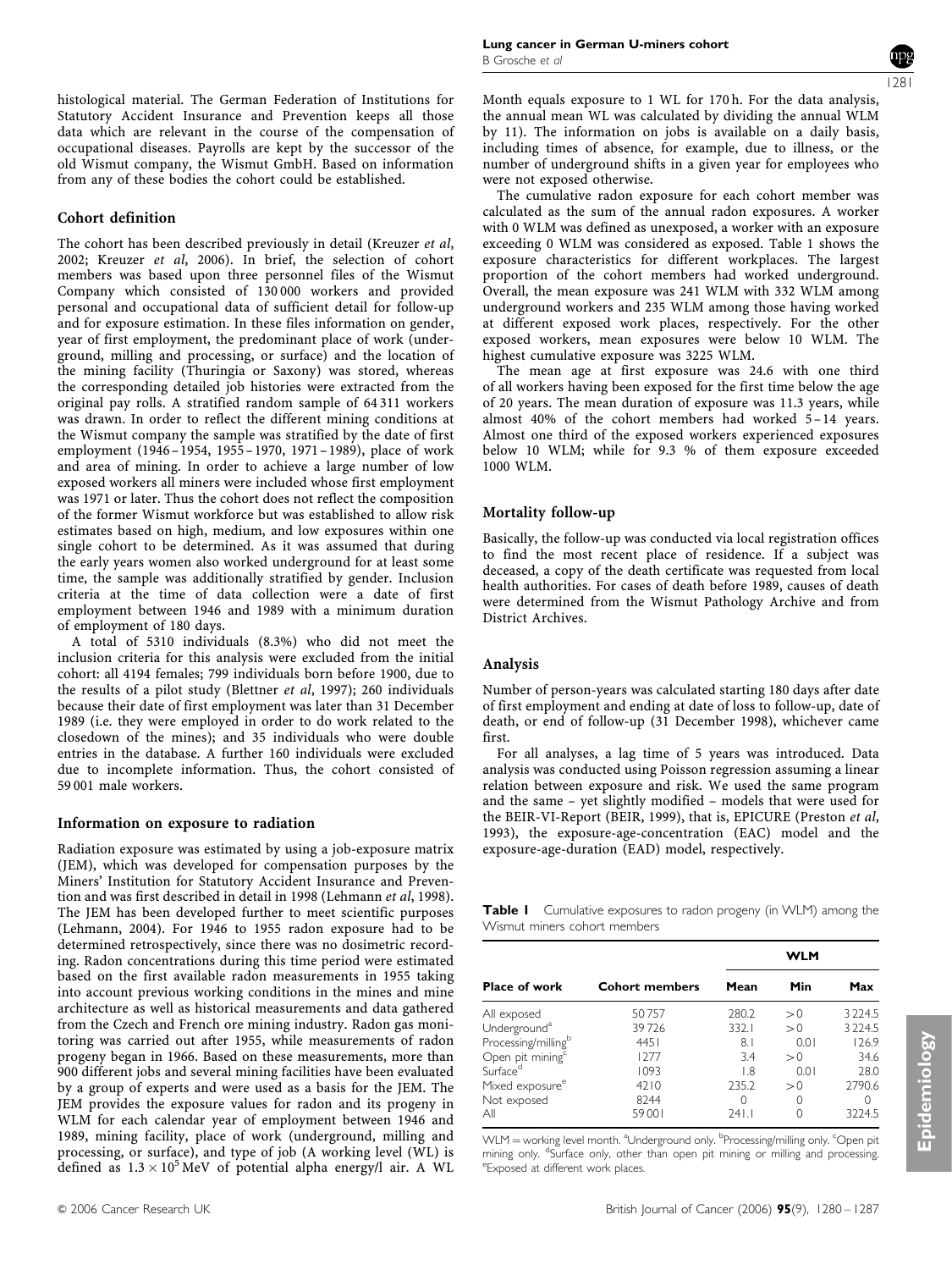histological material. The German Federation of Institutions for Statutory Accident Insurance and Prevention keeps all those data which are relevant in the course of the compensation of occupational diseases. Payrolls are kept by the successor of the old Wismut company, the Wismut GmbH. Based on information from any of these bodies the cohort could be established.

### Cohort definition

The cohort has been described previously in detail (Kreuzer *et al*, 2002; Kreuzer *et al*, 2006). In brief, the selection of cohort members was based upon three personnel files of the Wismut Company which consisted of 130 000 workers and provided personal and occupational data of sufficient detail for follow-up and for exposure estimation. In these files information on gender, year of first employment, the predominant place of work (underground, milling and processing, or surface) and the location of the mining facility (Thuringia or Saxony) was stored, whereas the corresponding detailed job histories were extracted from the original pay rolls. A stratified random sample of 64 311 workers was drawn. In order to reflect the different mining conditions at the Wismut company the sample was stratified by the date of first employment (1946–1954, 1955–1970, 1971–1989), place of work and area of mining. In order to achieve a large number of low exposed workers all miners were included whose first employment was 1971 or later. Thus the cohort does not reflect the composition of the former Wismut workforce but was established to allow risk estimates based on high, medium, and low exposures within one single cohort to be determined. As it was assumed that during the early years women also worked underground for at least some time, the sample was additionally stratified by gender. Inclusion criteria at the time of data collection were a date of first employment between 1946 and 1989 with a minimum duration of employment of 180 days.

A total of 5310 individuals (8.3%) who did not meet the inclusion criteria for this analysis were excluded from the initial cohort: all 4194 females; 799 individuals born before 1900, due to the results of a pilot study (Blettner *et al*, 1997); 260 individuals because their date of first employment was later than 31 December 1989 (i.e. they were employed in order to do work related to the closedown of the mines); and 35 individuals who were double entries in the database. A further 160 individuals were excluded due to incomplete information. Thus, the cohort consisted of 59 001 male workers.

### Information on exposure to radiation

Radiation exposure was estimated by using a job-exposure matrix (JEM), which was developed for compensation purposes by the Miners' Institution for Statutory Accident Insurance and Prevention and was first described in detail in 1998 (Lehmann *et al*, 1998). The JEM has been developed further to meet scientific purposes (Lehmann, 2004). For 1946 to 1955 radon exposure had to be determined retrospectively, since there was no dosimetric recording. Radon concentrations during this time period were estimated based on the first available radon measurements in 1955 taking into account previous working conditions in the mines and mine architecture as well as historical measurements and data gathered from the Czech and French ore mining industry. Radon gas monitoring was carried out after 1955, while measurements of radon progeny began in 1966. Based on these measurements, more than 900 different jobs and several mining facilities have been evaluated by a group of experts and were used as a basis for the JEM. The JEM provides the exposure values for radon and its progeny in WLM for each calendar year of employment between 1946 and 1989, mining facility, place of work (underground, milling and processing, or surface), and type of job (A working level (WL) is defined as $1.3 \times 10^5$ MeV of potential alpha energy/l air. A WL Month equals exposure to 1 WL for 170 h. For the data analysis, the annual mean WL was calculated by dividing the annual WLM by 11). The information on jobs is available on a daily basis, including times of absence, for example, due to illness, or the number of underground shifts in a given year for employees who were not exposed otherwise.

The cumulative radon exposure for each cohort member was calculated as the sum of the annual radon exposures. A worker with 0 WLM was defined as unexposed, a worker with an exposure exceeding 0 WLM was considered as exposed. Table 1 shows the exposure characteristics for different workplaces. The largest proportion of the cohort members had worked underground. Overall, the mean exposure was 241 WLM with 332 WLM among underground workers and 235 WLM among those having worked at different exposed work places, respectively. For the other exposed workers, mean exposures were below 10 WLM. The highest cumulative exposure was 3225 WLM.

The mean age at first exposure was 24.6 with one third of all workers having been exposed for the first time below the age of 20 years. The mean duration of exposure was 11.3 years, while almost 40% of the cohort members had worked 5–14 years. Almost one third of the exposed workers experienced exposures below 10 WLM; while for 9.3 % of them exposure exceeded 1000 WLM.

### Mortality follow-up

Basically, the follow-up was conducted via local registration offices to find the most recent place of residence. If a subject was deceased, a copy of the death certificate was requested from local health authorities. For cases of death before 1989, causes of death were determined from the Wismut Pathology Archive and from District Archives.

### Analysis

Number of person-years was calculated starting 180 days after date of first employment and ending at date of loss to follow-up, date of death, or end of follow-up (31 December 1998), whichever came first.

For all analyses, a lag time of 5 years was introduced. Data analysis was conducted using Poisson regression assuming a linear relation between exposure and risk. We used the same program and the same – yet slightly modified – models that were used for the BEIR-VI-Report (BEIR, 1999), that is, EPICURE (Preston *et al*, 1993), the exposure-age-concentration (EAC) model and the exposure-age-duration (EAD) model, respectively.

**Table 1** Cumulative exposures to radon progeny (in WLM) among the Wismut miners cohort members

| Place of work | Cohort members | WLM Mean | WLM Min | WLM Max |
|---|---|---|---|---|
| All exposed | 50 757 | 280.2 | >0 | 3 224.5 |
| Underground[a] | 39 726 | 332.1 | >0 | 3 224.5 |
| Processing/milling[b] | 4451 | 8.1 | 0.01 | 126.9 |
| Open pit mining[c] | 1277 | 3.4 | >0 | 34.6 |
| Surface[d] | 1093 | 1.8 | 0.01 | 28.0 |
| Mixed exposure[e] | 4210 | 235.2 | >0 | 2790.6 |
| Not exposed | 8244 | 0 | 0 | 0 |
| All | 59 001 | 241.1 | 0 | 3224.5 |

WLM = working level month. [a]Underground only. [b]Processing/milling only. [c]Open pit mining only. [d]Surface only, other than open pit mining or milling and processing. [e]Exposed at different work places.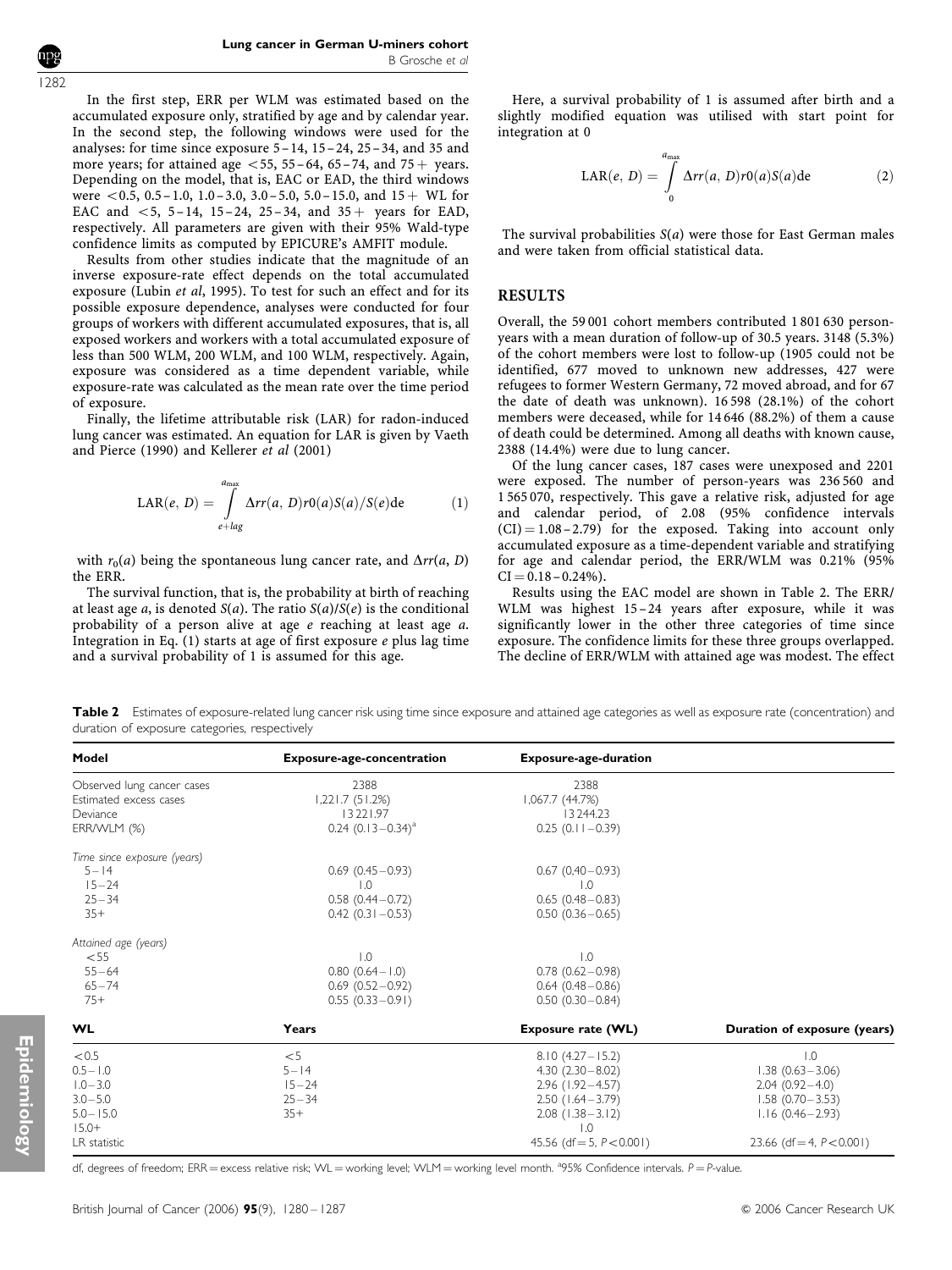In the first step, ERR per WLM was estimated based on the accumulated exposure only, stratified by age and by calendar year. In the second step, the following windows were used for the analyses: for time since exposure 5–14, 15–24, 25–34, and 35 and more years; for attained age <55, 55–64, 65–74, and 75+ years. Depending on the model, that is, EAC or EAD, the third windows were <0.5, 0.5–1.0, 1.0–3.0, 3.0–5.0, 5.0–15.0, and 15+ WL for EAC and <5, 5–14, 15–24, 25–34, and 35+ years for EAD, respectively. All parameters are given with their 95% Wald-type confidence limits as computed by EPICURE's AMFIT module.

Results from other studies indicate that the magnitude of an inverse exposure-rate effect depends on the total accumulated exposure (Lubin *et al*, 1995). To test for such an effect and for its possible exposure dependence, analyses were conducted for four groups of workers with different accumulated exposures, that is, all exposed workers and workers with a total accumulated exposure of less than 500 WLM, 200 WLM, and 100 WLM, respectively. Again, exposure was considered as a time dependent variable, while exposure-rate was calculated as the mean rate over the time period of exposure.

Finally, the lifetime attributable risk (LAR) for radon-induced lung cancer was estimated. An equation for LAR is given by Vaeth and Pierce (1990) and Kellerer *et al* (2001)

$$\mathrm{LAR}(e, D) = \int_{e+lag}^{a_{\max}} \Delta rr(a, D) r0(a) S(a)/S(e) \mathrm{d}e \qquad (1)$$

with $r_0(a)$ being the spontaneous lung cancer rate, and $\Delta rr(a, D)$ the ERR.

The survival function, that is, the probability at birth of reaching at least age $a$, is denoted $S(a)$. The ratio $S(a)/S(e)$ is the conditional probability of a person alive at age $e$ reaching at least age $a$. Integration in Eq. (1) starts at age of first exposure $e$ plus lag time and a survival probability of 1 is assumed for this age.

Here, a survival probability of 1 is assumed after birth and a slightly modified equation was utilised with start point for integration at 0

$$\mathrm{LAR}(e, D) = \int_{0}^{a_{\max}} \Delta rr(a, D) r0(a) S(a) \mathrm{d}e \qquad (2)$$

The survival probabilities $S(a)$ were those for East German males and were taken from official statistical data.

## RESULTS

Overall, the 59 001 cohort members contributed 1 801 630 person-years with a mean duration of follow-up of 30.5 years. 3148 (5.3%) of the cohort members were lost to follow-up (1905 could not be identified, 677 moved to unknown new addresses, 427 were refugees to former Western Germany, 72 moved abroad, and for 67 the date of death was unknown). 16 598 (28.1%) of the cohort members were deceased, while for 14 646 (88.2%) of them a cause of death could be determined. Among all deaths with known cause, 2388 (14.4%) were due to lung cancer.

Of the lung cancer cases, 187 cases were unexposed and 2201 were exposed. The number of person-years was 236 560 and 1 565 070, respectively. This gave a relative risk, adjusted for age and calendar period, of 2.08 (95% confidence intervals (CI) = 1.08–2.79) for the exposed. Taking into account only accumulated exposure as a time-dependent variable and stratifying for age and calendar period, the ERR/WLM was 0.21% (95% CI = 0.18–0.24%).

Results using the EAC model are shown in Table 2. The ERR/WLM was highest 15–24 years after exposure, while it was significantly lower in the other three categories of time since exposure. The confidence limits for these three groups overlapped. The decline of ERR/WLM with attained age was modest. The effect

**Table 2** Estimates of exposure-related lung cancer risk using time since exposure and attained age categories as well as exposure rate (concentration) and duration of exposure categories, respectively

| Model | Exposure-age-concentration | Exposure-age-duration | |
|---|---|---|---|
| Observed lung cancer cases | 2388 | 2388 | |
| Estimated excess cases | 1,221.7 (51.2%) | 1,067.7 (44.7%) | |
| Deviance | 13 221.97 | 13 244.23 | |
| ERR/WLM (%) | 0.24 (0.13–0.34)[a] | 0.25 (0.11–0.39) | |
| *Time since exposure (years)* | | | |
| 5–14 | 0.69 (0.45–0.93) | 0.67 (0.40–0.93) | |
| 15–24 | 1.0 | 1.0 | |
| 25–34 | 0.58 (0.44–0.72) | 0.65 (0.48–0.83) | |
| 35+ | 0.42 (0.31–0.53) | 0.50 (0.36–0.65) | |
| *Attained age (years)* | | | |
| <55 | 1.0 | 1.0 | |
| 55–64 | 0.80 (0.64–1.0) | 0.78 (0.62–0.98) | |
| 65–74 | 0.69 (0.52–0.92) | 0.64 (0.48–0.86) | |
| 75+ | 0.55 (0.33–0.91) | 0.50 (0.30–0.84) | |
| **WL** | **Years** | **Exposure rate (WL)** | **Duration of exposure (years)** |
| <0.5 | <5 | 8.10 (4.27–15.2) | 1.0 |
| 0.5–1.0 | 5–14 | 4.30 (2.30–8.02) | 1.38 (0.63–3.06) |
| 1.0–3.0 | 15–24 | 2.96 (1.92–4.57) | 2.04 (0.92–4.0) |
| 3.0–5.0 | 25–34 | 2.50 (1.64–3.79) | 1.58 (0.70–3.53) |
| 5.0–15.0 | 35+ | 2.08 (1.38–3.12) | 1.16 (0.46–2.93) |
| 15.0+ | | 1.0 | |
| LR statistic | | 45.56 (df = 5, $P<0.001$) | 23.66 (df = 4, $P<0.001$) |

df, degrees of freedom; ERR = excess relative risk; WL = working level; WLM = working level month. [a]95% Confidence intervals. $P$ = $P$-value.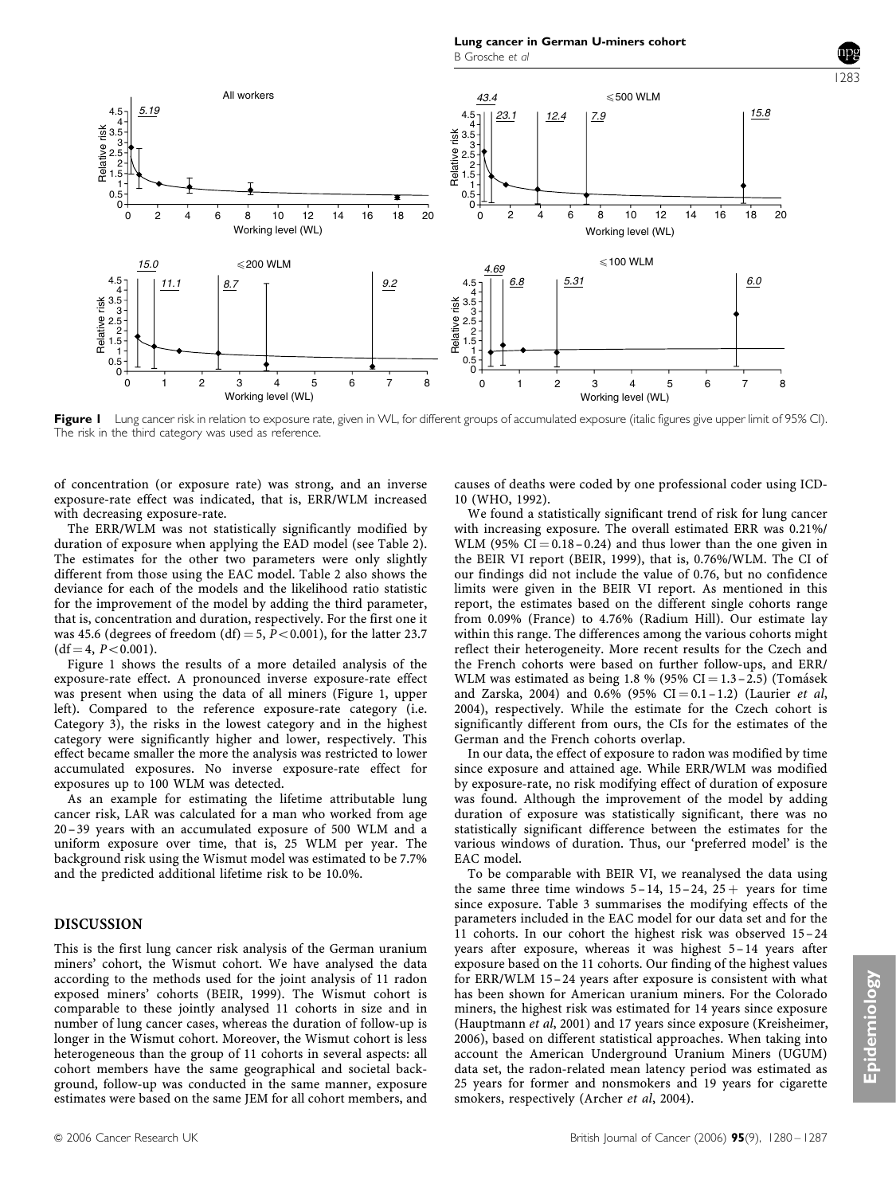**Figure 1** Lung cancer risk in relation to exposure rate, given in WL, for different groups of accumulated exposure (italic figures give upper limit of 95% CI). The risk in the third category was used as reference.

of concentration (or exposure rate) was strong, and an inverse exposure-rate effect was indicated, that is, ERR/WLM increased with decreasing exposure-rate.

The ERR/WLM was not statistically significantly modified by duration of exposure when applying the EAD model (see Table 2). The estimates for the other two parameters were only slightly different from those using the EAC model. Table 2 also shows the deviance for each of the models and the likelihood ratio statistic for the improvement of the model by adding the third parameter, that is, concentration and duration, respectively. For the first one it was 45.6 (degrees of freedom (df) = 5, $P < 0.001$), for the latter 23.7 (df = 4, $P < 0.001$).

Figure 1 shows the results of a more detailed analysis of the exposure-rate effect. A pronounced inverse exposure-rate effect was present when using the data of all miners (Figure 1, upper left). Compared to the reference exposure-rate category (i.e. Category 3), the risks in the lowest category and in the highest category were significantly higher and lower, respectively. This effect became smaller the more the analysis was restricted to lower accumulated exposures. No inverse exposure-rate effect for exposures up to 100 WLM was detected.

As an example for estimating the lifetime attributable lung cancer risk, LAR was calculated for a man who worked from age 20–39 years with an accumulated exposure of 500 WLM and a uniform exposure over time, that is, 25 WLM per year. The background risk using the Wismut model was estimated to be 7.7% and the predicted additional lifetime risk to be 10.0%.

## DISCUSSION

This is the first lung cancer risk analysis of the German uranium miners' cohort, the Wismut cohort. We have analysed the data according to the methods used for the joint analysis of 11 radon exposed miners' cohorts (BEIR, 1999). The Wismut cohort is comparable to these jointly analysed 11 cohorts in size and in number of lung cancer cases, whereas the duration of follow-up is longer in the Wismut cohort. Moreover, the Wismut cohort is less heterogeneous than the group of 11 cohorts in several aspects: all cohort members have the same geographical and societal background, follow-up was conducted in the same manner, exposure estimates were based on the same JEM for all cohort members, and causes of deaths were coded by one professional coder using ICD-10 (WHO, 1992).

We found a statistically significant trend of risk for lung cancer with increasing exposure. The overall estimated ERR was 0.21%/WLM (95% CI = 0.18–0.24) and thus lower than the one given in the BEIR VI report (BEIR, 1999), that is, 0.76%/WLM. The CI of our findings did not include the value of 0.76, but no confidence limits were given in the BEIR VI report. As mentioned in this report, the estimates based on the different single cohorts range from 0.09% (France) to 4.76% (Radium Hill). Our estimate lay within this range. The differences among the various cohorts might reflect their heterogeneity. More recent results for the Czech and the French cohorts were based on further follow-ups, and ERR/WLM was estimated as being 1.8 % (95% CI = 1.3–2.5) (Tomásek and Zarska, 2004) and 0.6% (95% CI = 0.1–1.2) (Laurier *et al*, 2004), respectively. While the estimate for the Czech cohort is significantly different from ours, the CIs for the estimates of the German and the French cohorts overlap.

In our data, the effect of exposure to radon was modified by time since exposure and attained age. While ERR/WLM was modified by exposure-rate, no risk modifying effect of duration of exposure was found. Although the improvement of the model by adding duration of exposure was statistically significant, there was no statistically significant difference between the estimates for the various windows of duration. Thus, our 'preferred model' is the EAC model.

To be comparable with BEIR VI, we reanalysed the data using the same three time windows 5–14, 15–24, 25+ years for time since exposure. Table 3 summarises the modifying effects of the parameters included in the EAC model for our data set and for the 11 cohorts. In our cohort the highest risk was observed 15–24 years after exposure, whereas it was highest 5–14 years after exposure based on the 11 cohorts. Our finding of the highest values for ERR/WLM 15–24 years after exposure is consistent with what has been shown for American uranium miners. For the Colorado miners, the highest risk was estimated for 14 years since exposure (Hauptmann *et al*, 2001) and 17 years since exposure (Kreisheimer, 2006), based on different statistical approaches. When taking into account the American Underground Uranium Miners (UGUM) data set, the radon-related mean latency period was estimated as 25 years for former and nonsmokers and 19 years for cigarette smokers, respectively (Archer *et al*, 2004).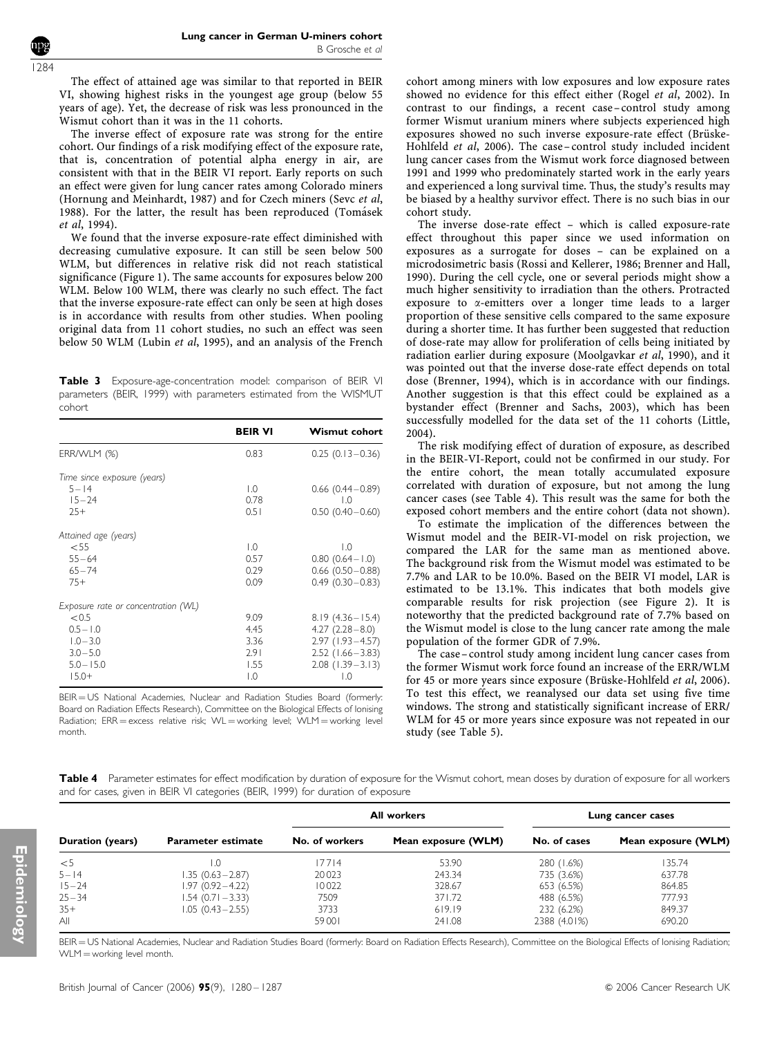The effect of attained age was similar to that reported in BEIR VI, showing highest risks in the youngest age group (below 55 years of age). Yet, the decrease of risk was less pronounced in the Wismut cohort than it was in the 11 cohorts.

The inverse effect of exposure rate was strong for the entire cohort. Our findings of a risk modifying effect of the exposure rate, that is, concentration of potential alpha energy in air, are consistent with that in the BEIR VI report. Early reports on such an effect were given for lung cancer rates among Colorado miners (Hornung and Meinhardt, 1987) and for Czech miners (Sevc *et al*, 1988). For the latter, the result has been reproduced (Tomásek *et al*, 1994).

We found that the inverse exposure-rate effect diminished with decreasing cumulative exposure. It can still be seen below 500 WLM, but differences in relative risk did not reach statistical significance (Figure 1). The same accounts for exposures below 200 WLM. Below 100 WLM, there was clearly no such effect. The fact that the inverse exposure-rate effect can only be seen at high doses is in accordance with results from other studies. When pooling original data from 11 cohort studies, no such an effect was seen below 50 WLM (Lubin *et al*, 1995), and an analysis of the French cohort among miners with low exposures and low exposure rates showed no evidence for this effect either (Rogel *et al*, 2002). In contrast to our findings, a recent case–control study among former Wismut uranium miners where subjects experienced high exposures showed no such inverse exposure-rate effect (Brüske-Hohlfeld *et al*, 2006). The case–control study included incident lung cancer cases from the Wismut work force diagnosed between 1991 and 1999 who predominately started work in the early years and experienced a long survival time. Thus, the study's results may be biased by a healthy survivor effect. There is no such bias in our cohort study.

**Table 3** Exposure-age-concentration model: comparison of BEIR VI parameters (BEIR, 1999) with parameters estimated from the WISMUT cohort

| | **BEIR VI** | **Wismut cohort** |
|---|---|---|
| ERR/WLM (%) | 0.83 | 0.25 (0.13–0.36) |
| *Time since exposure (years)* | | |
| 5–14 | 1.0 | 0.66 (0.44–0.89) |
| 15–24 | 0.78 | 1.0 |
| 25+ | 0.51 | 0.50 (0.40–0.60) |
| *Attained age (years)* | | |
| <55 | 1.0 | 1.0 |
| 55–64 | 0.57 | 0.80 (0.64–1.0) |
| 65–74 | 0.29 | 0.66 (0.50–0.88) |
| 75+ | 0.09 | 0.49 (0.30–0.83) |
| *Exposure rate or concentration (WL)* | | |
| <0.5 | 9.09 | 8.19 (4.36–15.4) |
| 0.5–1.0 | 4.45 | 4.27 (2.28–8.0) |
| 1.0–3.0 | 3.36 | 2.97 (1.93–4.57) |
| 3.0–5.0 | 2.91 | 2.52 (1.66–3.83) |
| 5.0–15.0 | 1.55 | 2.08 (1.39–3.13) |
| 15.0+ | 1.0 | 1.0 |

BEIR = US National Academies, Nuclear and Radiation Studies Board (formerly: Board on Radiation Effects Research), Committee on the Biological Effects of Ionising Radiation; ERR = excess relative risk; WL = working level; WLM = working level month.

The inverse dose-rate effect – which is called exposure-rate effect throughout this paper since we used information on exposures as a surrogate for doses – can be explained on a microdosimetric basis (Rossi and Kellerer, 1986; Brenner and Hall, 1990). During the cell cycle, one or several periods might show a much higher sensitivity to irradiation than the others. Protracted exposure to $\alpha$-emitters over a longer time leads to a larger proportion of these sensitive cells compared to the same exposure during a shorter time. It has further been suggested that reduction of dose-rate may allow for proliferation of cells being initiated by radiation earlier during exposure (Moolgavkar *et al*, 1990), and it was pointed out that the inverse dose-rate effect depends on total dose (Brenner, 1994), which is in accordance with our findings. Another suggestion is that this effect could be explained as a bystander effect (Brenner and Sachs, 2003), which has been successfully modelled for the data set of the 11 cohorts (Little, 2004).

The risk modifying effect of duration of exposure, as described in the BEIR-VI-Report, could not be confirmed in our study. For the entire cohort, the mean totally accumulated exposure correlated with duration of exposure, but not among the lung cancer cases (see Table 4). This result was the same for both the exposed cohort members and the entire cohort (data not shown).

To estimate the implication of the differences between the Wismut model and the BEIR-VI-model on risk projection, we compared the LAR for the same man as mentioned above. The background risk from the Wismut model was estimated to be 7.7% and LAR to be 10.0%. Based on the BEIR VI model, LAR is estimated to be 13.1%. This indicates that both models give comparable results for risk projection (see Figure 2). It is noteworthy that the predicted background rate of 7.7% based on the Wismut model is close to the lung cancer rate among the male population of the former GDR of 7.9%.

The case–control study among incident lung cancer cases from the former Wismut work force found an increase of the ERR/WLM for 45 or more years since exposure (Brüske-Hohlfeld *et al*, 2006). To test this effect, we reanalysed our data set using five time windows. The strong and statistically significant increase of ERR/WLM for 45 or more years since exposure was not repeated in our study (see Table 5).

**Table 4** Parameter estimates for effect modification by duration of exposure for the Wismut cohort, mean doses by duration of exposure for all workers and for cases, given in BEIR VI categories (BEIR, 1999) for duration of exposure

| | | **All workers** | | **Lung cancer cases** | |
|---|---|---|---|---|---|
| **Duration (years)** | **Parameter estimate** | **No. of workers** | **Mean exposure (WLM)** | **No. of cases** | **Mean exposure (WLM)** |
| <5 | 1.0 | 17714 | 53.90 | 280 (1.6%) | 135.74 |
| 5–14 | 1.35 (0.63–2.87) | 20023 | 243.34 | 735 (3.6%) | 637.78 |
| 15–24 | 1.97 (0.92–4.22) | 10022 | 328.67 | 653 (6.5%) | 864.85 |
| 25–34 | 1.54 (0.71–3.33) | 7509 | 371.72 | 488 (6.5%) | 777.93 |
| 35+ | 1.05 (0.43–2.55) | 3733 | 619.19 | 232 (6.2%) | 849.37 |
| All | | 59001 | 241.08 | 2388 (4.01%) | 690.20 |

BEIR = US National Academies, Nuclear and Radiation Studies Board (formerly: Board on Radiation Effects Research), Committee on the Biological Effects of Ionising Radiation; WLM = working level month.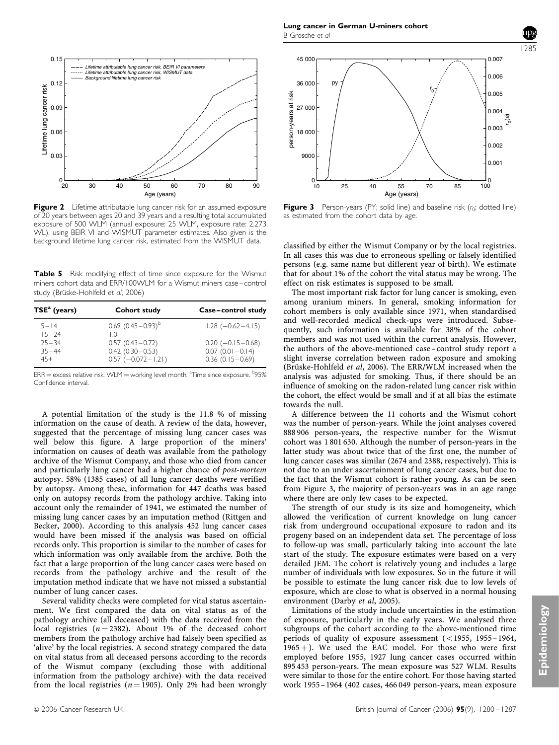**Figure 2** Lifetime attributable lung cancer risk for an assumed exposure of 20 years between ages 20 and 39 years and a resulting total accumulated exposure of 500 WLM (annual exposure: 25 WLM, exposure rate: 2.273 WL), using BEIR VI and WISMUT parameter estimates. Also given is the background lifetime lung cancer risk, estimated from the WISMUT data.

**Figure 3** Person-years (PY; solid line) and baseline risk ($r_0$; dotted line) as estimated from the cohort data by age.

**Table 5** Risk modifying effect of time since exposure for the Wismut miners cohort data and ERR/100WLM for a Wismut miners case–control study (Brüske-Hohlfeld *et al*, 2006)

| TSE[a] (years) | Cohort study | Case–control study |
|---|---|---|
| 5–14 | 0.69 (0.45–0.93)[b] | 1.28 (−0.62–4.15) |
| 15–24 | 1.0 | |
| 25–34 | 0.57 (0.43–0.72) | 0.20 (−0.15–0.68) |
| 35–44 | 0.42 (0.30–0.53) | 0.07 (0.01–0.14) |
| 45+ | 0.57 (−0.072–1.21) | 0.36 (0.15–0.69) |

ERR = excess relative risk; WLM = working level month. [a]Time since exposure. [b]95% Confidence interval.

A potential limitation of the study is the 11.8 % of missing information on the cause of death. A review of the data, however, suggested that the percentage of missing lung cancer cases was well below this figure. A large proportion of the miners' information on causes of death was available from the pathology archive of the Wismut Company, and those who died from cancer and particularly lung cancer had a higher chance of *post-mortem* autopsy. 58% (1385 cases) of all lung cancer deaths were verified by autopsy. Among these, information for 447 deaths was based only on autopsy records from the pathology archive. Taking into account only the remainder of 1941, we estimated the number of missing lung cancer cases by an imputation method (Rittgen and Becker, 2000). According to this analysis 452 lung cancer cases would have been missed if the analysis was based on official records only. This proportion is similar to the number of cases for which information was only available from the archive. Both the fact that a large proportion of the lung cancer cases were based on records from the pathology archive and the result of the imputation method indicate that we have not missed a substantial number of lung cancer cases.

Several validity checks were completed for vital status ascertainment. We first compared the data on vital status as of the pathology archive (all deceased) with the data received from the local registries ($n = 2382$). About 1% of the deceased cohort members from the pathology archive had falsely been specified as 'alive' by the local registries. A second strategy compared the data on vital status from all deceased persons according to the records of the Wismut company (excluding those with additional information from the pathology archive) with the data received from the local registries ($n = 1905$). Only 2% had been wrongly classified by either the Wismut Company or by the local registries. In all cases this was due to erroneous spelling or falsely identified persons (e.g. same name but different year of birth). We estimate that for about 1% of the cohort the vital status may be wrong. The effect on risk estimates is supposed to be small.

The most important risk factor for lung cancer is smoking, even among uranium miners. In general, smoking information for cohort members is only available since 1971, when standardised and well-recorded medical check-ups were introduced. Subsequently, such information is available for 38% of the cohort members and was not used within the current analysis. However, the authors of the above-mentioned case–control study report a slight inverse correlation between radon exposure and smoking (Brüske-Hohlfeld *et al*, 2006). The ERR/WLM increased when the analysis was adjusted for smoking. Thus, if there should be an influence of smoking on the radon-related lung cancer risk within the cohort, the effect would be small and if at all bias the estimate towards the null.

A difference between the 11 cohorts and the Wismut cohort was the number of person-years. While the joint analyses covered 888 906 person-years, the respective number for the Wismut cohort was 1 801 630. Although the number of person-years in the latter study was about twice that of the first one, the number of lung cancer cases was similar (2674 and 2388, respectively). This is not due to an under ascertainment of lung cancer cases, but due to the fact that the Wismut cohort is rather young. As can be seen from Figure 3, the majority of person-years was in an age range where there are only few cases to be expected.

The strength of our study is its size and homogeneity, which allowed the verification of current knowledge on lung cancer risk from underground occupational exposure to radon and its progeny based on an independent data set. The percentage of loss to follow-up was small, particularly taking into account the late start of the study. The exposure estimates were based on a very detailed JEM. The cohort is relatively young and includes a large number of individuals with low exposures. So in the future it will be possible to estimate the lung cancer risk due to low levels of exposure, which are close to what is observed in a normal housing environment (Darby *et al*, 2005).

Limitations of the study include uncertainties in the estimation of exposure, particularly in the early years. We analysed three subgroups of the cohort according to the above-mentioned time periods of quality of exposure assessment (<1955, 1955–1964, 1965+). We used the EAC model. For those who were first employed before 1955, 1927 lung cancer cases occurred within 895 453 person-years. The mean exposure was 527 WLM. Results were similar to those for the entire cohort. For those having started work 1955–1964 (402 cases, 466 049 person-years, mean exposure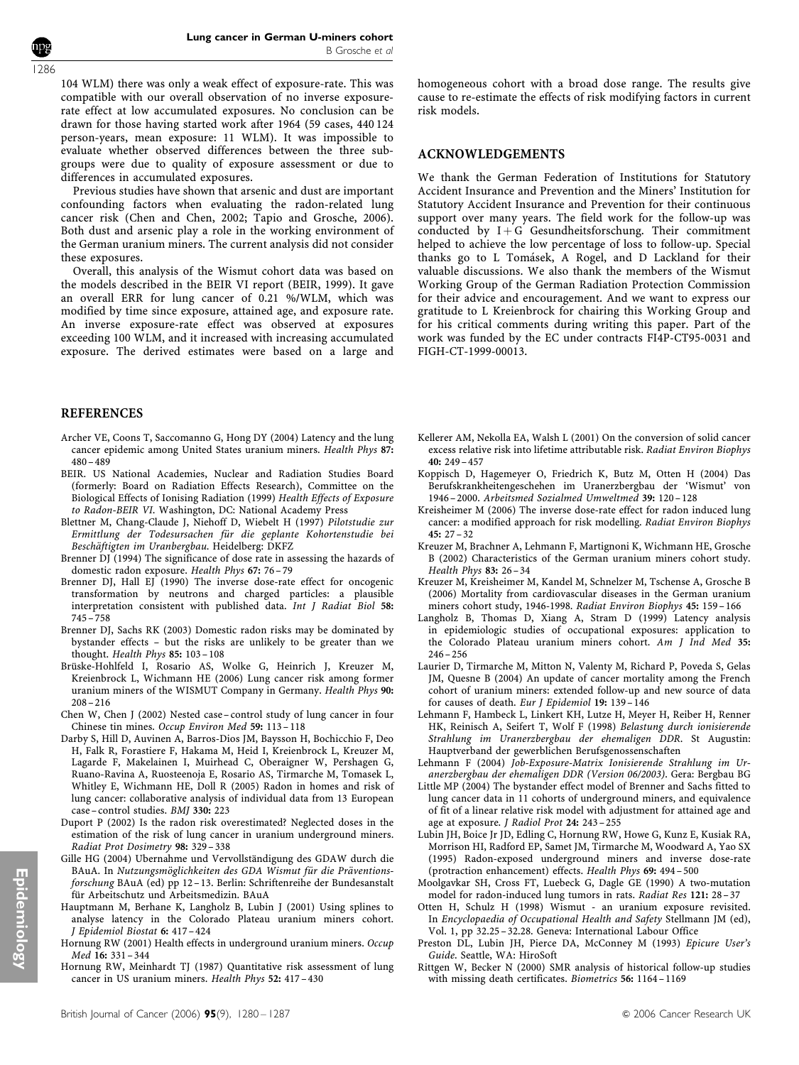104 WLM) there was only a weak effect of exposure-rate. This was compatible with our overall observation of no inverse exposure-rate effect at low accumulated exposures. No conclusion can be drawn for those having started work after 1964 (59 cases, 440 124 person-years, mean exposure: 11 WLM). It was impossible to evaluate whether observed differences between the three subgroups were due to quality of exposure assessment or due to differences in accumulated exposures.

Previous studies have shown that arsenic and dust are important confounding factors when evaluating the radon-related lung cancer risk (Chen and Chen, 2002; Tapio and Grosche, 2006). Both dust and arsenic play a role in the working environment of the German uranium miners. The current analysis did not consider these exposures.

Overall, this analysis of the Wismut cohort data was based on the models described in the BEIR VI report (BEIR, 1999). It gave an overall ERR for lung cancer of 0.21 %/WLM, which was modified by time since exposure, attained age, and exposure rate. An inverse exposure-rate effect was observed at exposures exceeding 100 WLM, and it increased with increasing accumulated exposure. The derived estimates were based on a large and homogeneous cohort with a broad dose range. The results give cause to re-estimate the effects of risk modifying factors in current risk models.

## ACKNOWLEDGEMENTS

We thank the German Federation of Institutions for Statutory Accident Insurance and Prevention and the Miners' Institution for Statutory Accident Insurance and Prevention for their continuous support over many years. The field work for the follow-up was conducted by I + G Gesundheitsforschung. Their commitment helped to achieve the low percentage of loss to follow-up. Special thanks go to L Tomásek, A Rogel, and D Lackland for their valuable discussions. We also thank the members of the Wismut Working Group of the German Radiation Protection Commission for their advice and encouragement. And we want to express our gratitude to L Kreienbrock for chairing this Working Group and for his critical comments during writing this paper. Part of the work was funded by the EC under contracts FI4P-CT95-0031 and FIGH-CT-1999-00013.

## REFERENCES

Archer VE, Coons T, Saccomanno G, Hong DY (2004) Latency and the lung cancer epidemic among United States uranium miners. *Health Phys* **87:** 480–489

BEIR. US National Academies, Nuclear and Radiation Studies Board (formerly: Board on Radiation Effects Research), Committee on the Biological Effects of Ionising Radiation (1999) *Health Effects of Exposure to Radon-BEIR VI*. Washington, DC: National Academy Press

Blettner M, Chang-Claude J, Niehoff D, Wiebelt H (1997) *Pilotstudie zur Ermittlung der Todesursachen für die geplante Kohortenstudie bei Beschäftigten im Uranbergbau*. Heidelberg: DKFZ

Brenner DJ (1994) The significance of dose rate in assessing the hazards of domestic radon exposure. *Health Phys* **67:** 76–79

Brenner DJ, Hall EJ (1990) The inverse dose-rate effect for oncogenic transformation by neutrons and charged particles: a plausible interpretation consistent with published data. *Int J Radiat Biol* **58:** 745–758

Brenner DJ, Sachs RK (2003) Domestic radon risks may be dominated by bystander effects – but the risks are unlikely to be greater than we thought. *Health Phys* **85:** 103–108

Brüske-Hohlfeld I, Rosario AS, Wolke G, Heinrich J, Kreuzer M, Kreienbrock L, Wichmann HE (2006) Lung cancer risk among former uranium miners of the WISMUT Company in Germany. *Health Phys* **90:** 208–216

Chen W, Chen J (2002) Nested case–control study of lung cancer in four Chinese tin mines. *Occup Environ Med* **59:** 113–118

Darby S, Hill D, Auvinen A, Barros-Dios JM, Baysson H, Bochicchio F, Deo H, Falk R, Forastiere F, Hakama M, Heid I, Kreienbrock L, Kreuzer M, Lagarde F, Makelainen I, Muirhead C, Oberaigner W, Pershagen G, Ruano-Ravina A, Ruosteenoja E, Rosario AS, Tirmarche M, Tomasek L, Whitley E, Wichmann HE, Doll R (2005) Radon in homes and risk of lung cancer: collaborative analysis of individual data from 13 European case–control studies. *BMJ* **330:** 223

Duport P (2002) Is the radon risk overestimated? Neglected doses in the estimation of the risk of lung cancer in uranium underground miners. *Radiat Prot Dosimetry* **98:** 329–338

Gille HG (2004) Übernahme und Vervollständigung des GDAW durch die BAuA. In *Nutzungsmöglichkeiten des GDA Wismut für die Präventionsforschung* BAuA (ed) pp 12–13. Berlin: Schriftenreihe der Bundesanstalt für Arbeitschutz und Arbeitsmedizin. BAuA

Hauptmann M, Berhane K, Langholz B, Lubin J (2001) Using splines to analyse latency in the Colorado Plateau uranium miners cohort. *J Epidemiol Biostat* **6:** 417–424

Hornung RW (2001) Health effects in underground uranium miners. *Occup Med* **16:** 331–344

Hornung RW, Meinhardt TJ (1987) Quantitative risk assessment of lung cancer in US uranium miners. *Health Phys* **52:** 417–430

Kellerer AM, Nekolla EA, Walsh L (2001) On the conversion of solid cancer excess relative risk into lifetime attributable risk. *Radiat Environ Biophys* **40:** 249–457

Koppisch D, Hagemeyer O, Friedrich K, Butz M, Otten H (2004) Das Berufskrankheitengeschehen im Uranerzbergbau der 'Wismut' von 1946–2000. *Arbeitsmed Sozialmed Umweltmed* **39:** 120–128

Kreisheimer M (2006) The inverse dose-rate effect for radon induced lung cancer: a modified approach for risk modelling. *Radiat Environ Biophys* **45:** 27–32

Kreuzer M, Brachner A, Lehmann F, Martignoni K, Wichmann HE, Grosche B (2002) Characteristics of the German uranium miners cohort study. *Health Phys* **83:** 26–34

Kreuzer M, Kreisheimer M, Kandel M, Schnelzer M, Tschense A, Grosche B (2006) Mortality from cardiovascular diseases in the German uranium miners cohort study, 1946-1998. *Radiat Environ Biophys* **45:** 159–166

Langholz B, Thomas D, Xiang A, Stram D (1999) Latency analysis in epidemiologic studies of occupational exposures: application to the Colorado Plateau uranium miners cohort. *Am J Ind Med* **35:** 246–256

Laurier D, Tirmarche M, Mitton N, Valenty M, Richard P, Poveda S, Gelas JM, Quesne B (2004) An update of cancer mortality among the French cohort of uranium miners: extended follow-up and new source of data for causes of death. *Eur J Epidemiol* **19:** 139–146

Lehmann F, Hambeck L, Linkert KH, Lutze H, Meyer H, Reiber H, Renner HK, Reinisch A, Seifert T, Wolf F (1998) *Belastung durch ionisierende Strahlung im Uranerzbergbau der ehemaligen DDR*. St Augustin: Hauptverband der gewerblichen Berufsgenossenschaften

Lehmann F (2004) *Job-Exposure-Matrix Ionisierende Strahlung im Uranerzbergbau der ehemaligen DDR (Version 06/2003)*. Gera: Bergbau BG

Little MP (2004) The bystander effect model of Brenner and Sachs fitted to lung cancer data in 11 cohorts of underground miners, and equivalence of fit of a linear relative risk model with adjustment for attained age and age at exposure. *J Radiol Prot* **24:** 243–255

Lubin JH, Boice Jr JD, Edling C, Hornung RW, Howe G, Kunz E, Kusiak RA, Morrison HI, Radford EP, Samet JM, Tirmarche M, Woodward A, Yao SX (1995) Radon-exposed underground miners and inverse dose-rate (protraction enhancement) effects. *Health Phys* **69:** 494–500

Moolgavkar SH, Cross FT, Luebeck G, Dagle GE (1990) A two-mutation model for radon-induced lung tumors in rats. *Radiat Res* **121:** 28–37

Otten H, Schulz H (1998) Wismut - an uranium exposure revisited. In *Encyclopaedia of Occupational Health and Safety* Stellmann JM (ed), Vol. 1, pp 32.25–32.28. Geneva: International Labour Office

Preston DL, Lubin JH, Pierce DA, McConney M (1993) *Epicure User's Guide*. Seattle, WA: HiroSoft

Rittgen W, Becker N (2000) SMR analysis of historical follow-up studies with missing death certificates. *Biometrics* **56:** 1164–1169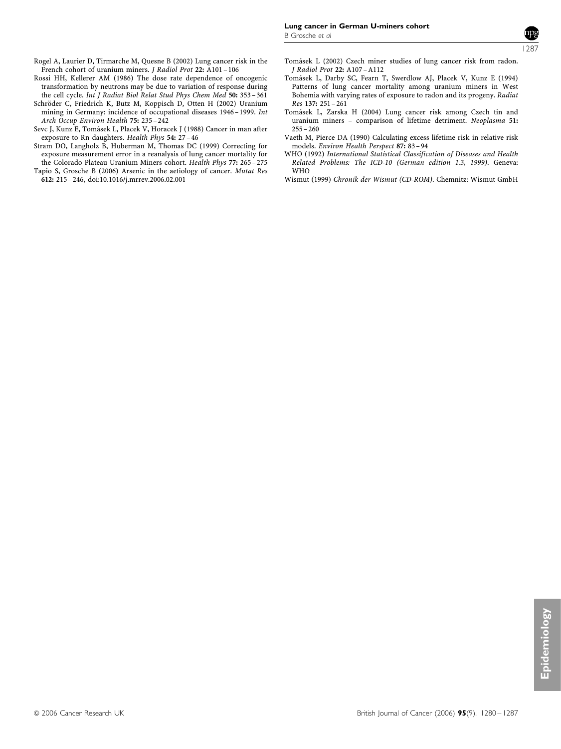Rogel A, Laurier D, Tirmarche M, Quesne B (2002) Lung cancer risk in the French cohort of uranium miners. *J Radiol Prot* **22:** A101 – 106

Rossi HH, Kellerer AM (1986) The dose rate dependence of oncogenic transformation by neutrons may be due to variation of response during the cell cycle. *Int J Radiat Biol Relat Stud Phys Chem Med* **50:** 353 – 361

Schröder C, Friedrich K, Butz M, Koppisch D, Otten H (2002) Uranium mining in Germany: incidence of occupational diseases 1946 – 1999. *Int Arch Occup Environ Health* **75:** 235 – 242

Sevc J, Kunz E, Tomásek L, Placek V, Horacek J (1988) Cancer in man after exposure to Rn daughters. *Health Phys* **54:** 27 – 46

Stram DO, Langholz B, Huberman M, Thomas DC (1999) Correcting for exposure measurement error in a reanalysis of lung cancer mortality for the Colorado Plateau Uranium Miners cohort. *Health Phys* **77:** 265 – 275

Tapio S, Grosche B (2006) Arsenic in the aetiology of cancer. *Mutat Res* **612:** 215 – 246, doi:10.1016/j.mrrev.2006.02.001

Tomásek L (2002) Czech miner studies of lung cancer risk from radon. *J Radiol Prot* **22:** A107 – A112

Tomásek L, Darby SC, Fearn T, Swerdlow AJ, Placek V, Kunz E (1994) Patterns of lung cancer mortality among uranium miners in West Bohemia with varying rates of exposure to radon and its progeny. *Radiat Res* **137:** 251 – 261

Tomásek L, Zarska H (2004) Lung cancer risk among Czech tin and uranium miners – comparison of lifetime detriment. *Neoplasma* **51:** 255 – 260

Vaeth M, Pierce DA (1990) Calculating excess lifetime risk in relative risk models. *Environ Health Perspect* **87:** 83 – 94

WHO (1992) *International Statistical Classification of Diseases and Health Related Problems: The ICD-10 (German edition 1.3, 1999)*. Geneva: WHO

Wismut (1999) *Chronik der Wismut (CD-ROM)*. Chemnitz: Wismut GmbH